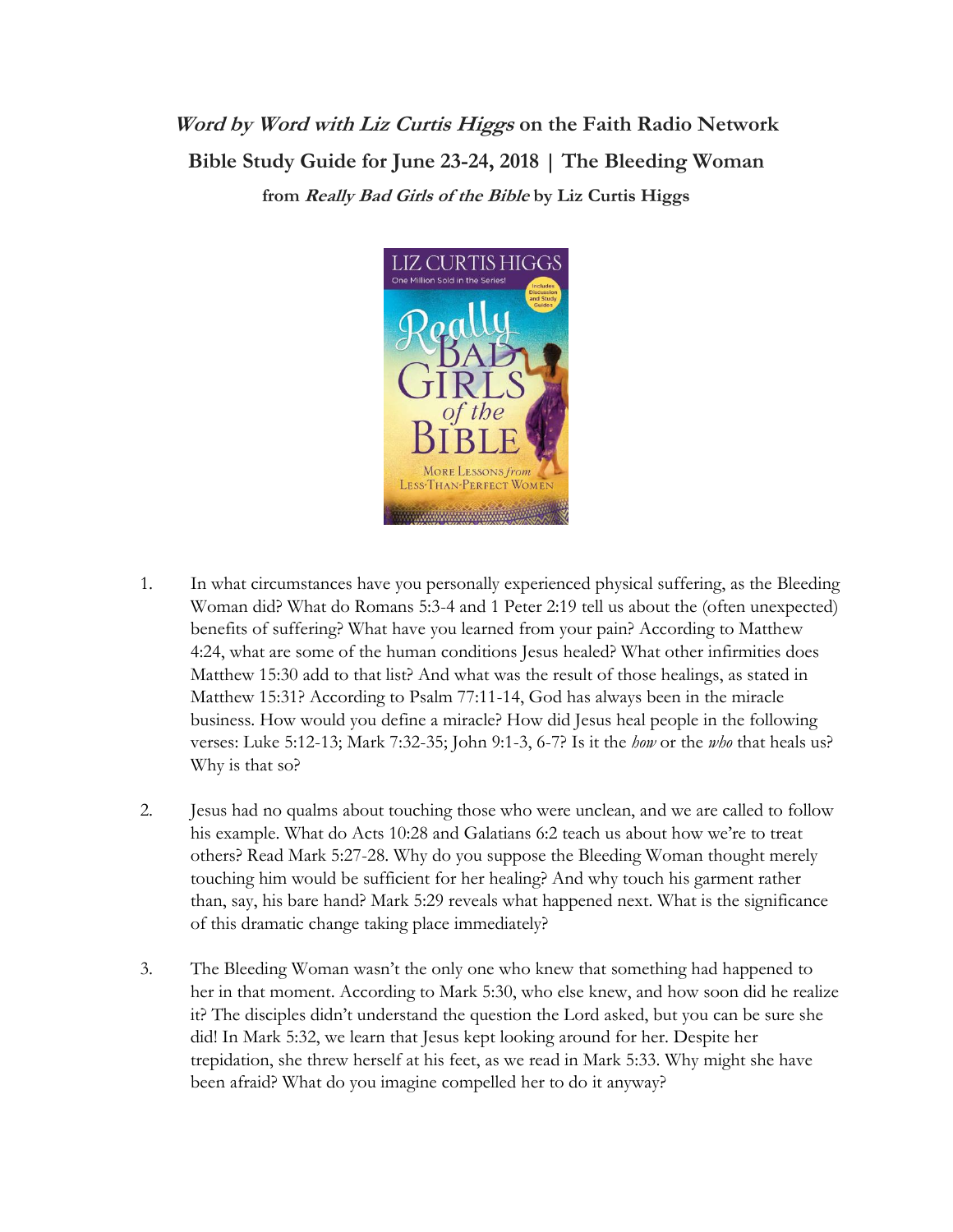**_Word by Word with Liz Curtis Higgs_ on the Faith Radio Network**

**Bible Study Guide for June 23-24, 2018 | The Bleeding Woman**

**from _Really Bad Girls of the Bible_ by Liz Curtis Higgs**

1. In what circumstances have you personally experienced physical suffering, as the Bleeding Woman did? What do Romans 5:3-4 and 1 Peter 2:19 tell us about the (often unexpected) benefits of suffering? What have you learned from your pain? According to Matthew 4:24, what are some of the human conditions Jesus healed? What other infirmities does Matthew 15:30 add to that list? And what was the result of those healings, as stated in Matthew 15:31? According to Psalm 77:11-14, God has always been in the miracle business. How would you define a miracle? How did Jesus heal people in the following verses: Luke 5:12-13; Mark 7:32-35; John 9:1-3, 6-7? Is it the *how* or the *who* that heals us? Why is that so?

2. Jesus had no qualms about touching those who were unclean, and we are called to follow his example. What do Acts 10:28 and Galatians 6:2 teach us about how we're to treat others? Read Mark 5:27-28. Why do you suppose the Bleeding Woman thought merely touching him would be sufficient for her healing? And why touch his garment rather than, say, his bare hand? Mark 5:29 reveals what happened next. What is the significance of this dramatic change taking place immediately?

3. The Bleeding Woman wasn't the only one who knew that something had happened to her in that moment. According to Mark 5:30, who else knew, and how soon did he realize it? The disciples didn't understand the question the Lord asked, but you can be sure she did! In Mark 5:32, we learn that Jesus kept looking around for her. Despite her trepidation, she threw herself at his feet, as we read in Mark 5:33. Why might she have been afraid? What do you imagine compelled her to do it anyway?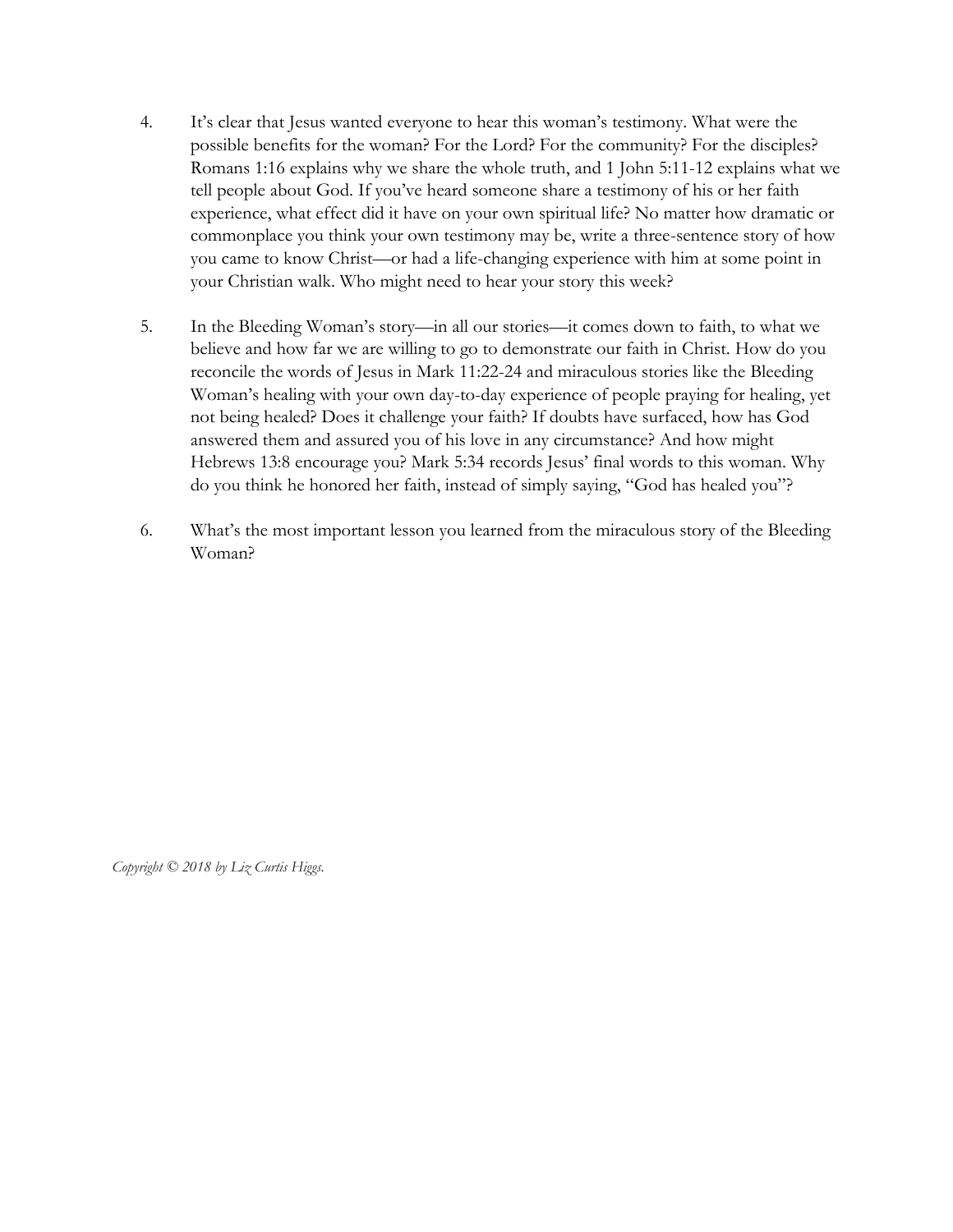4. It's clear that Jesus wanted everyone to hear this woman's testimony. What were the possible benefits for the woman? For the Lord? For the community? For the disciples? Romans 1:16 explains why we share the whole truth, and 1 John 5:11-12 explains what we tell people about God. If you've heard someone share a testimony of his or her faith experience, what effect did it have on your own spiritual life? No matter how dramatic or commonplace you think your own testimony may be, write a three-sentence story of how you came to know Christ—or had a life-changing experience with him at some point in your Christian walk. Who might need to hear your story this week?

5. In the Bleeding Woman's story—in all our stories—it comes down to faith, to what we believe and how far we are willing to go to demonstrate our faith in Christ. How do you reconcile the words of Jesus in Mark 11:22-24 and miraculous stories like the Bleeding Woman's healing with your own day-to-day experience of people praying for healing, yet not being healed? Does it challenge your faith? If doubts have surfaced, how has God answered them and assured you of his love in any circumstance? And how might Hebrews 13:8 encourage you? Mark 5:34 records Jesus' final words to this woman. Why do you think he honored her faith, instead of simply saying, "God has healed you"?

6. What's the most important lesson you learned from the miraculous story of the Bleeding Woman?

*Copyright © 2018 by Liz Curtis Higgs.*